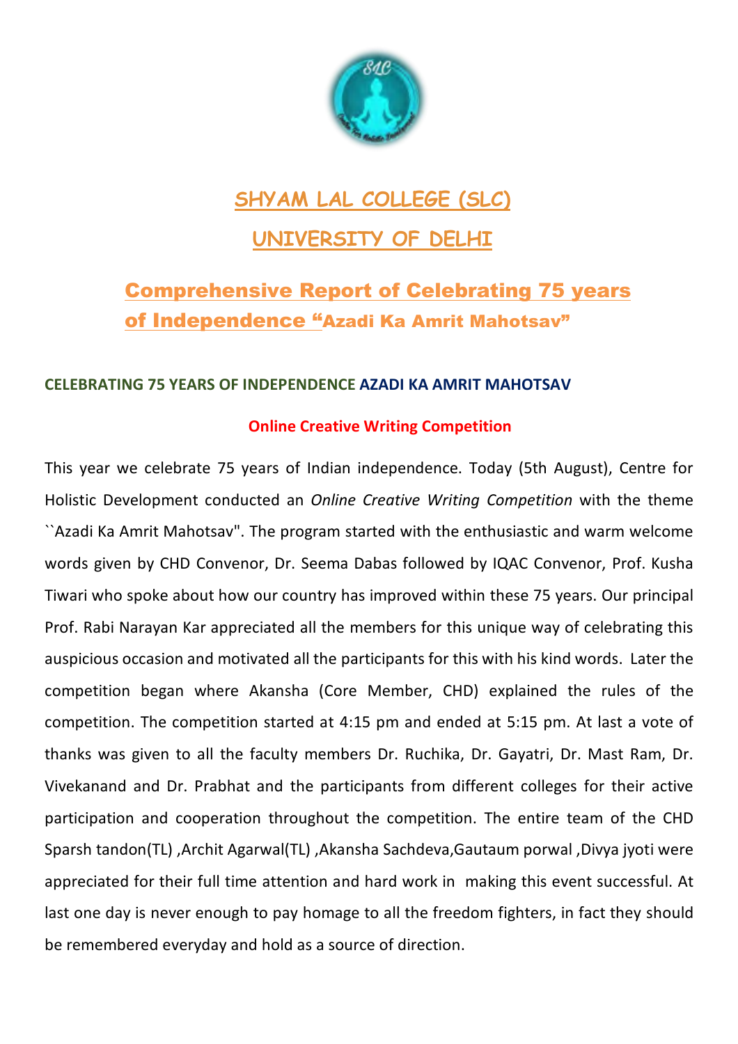# SHYAM LAL COLLEGE (SLC)

# UNIVERSITY OF DELHI

## Comprehensive Report of Celebrating 75 years of Independence "Azadi Ka Amrit Mahotsav"

**CELEBRATING 75 YEARS OF INDEPENDENCE AZADI KA AMRIT MAHOTSAV**

**Online Creative Writing Competition**

This year we celebrate 75 years of Indian independence. Today (5th August), Centre for Holistic Development conducted an *Online Creative Writing Competition* with the theme ``Azadi Ka Amrit Mahotsav". The program started with the enthusiastic and warm welcome words given by CHD Convenor, Dr. Seema Dabas followed by IQAC Convenor, Prof. Kusha Tiwari who spoke about how our country has improved within these 75 years. Our principal Prof. Rabi Narayan Kar appreciated all the members for this unique way of celebrating this auspicious occasion and motivated all the participants for this with his kind words. Later the competition began where Akansha (Core Member, CHD) explained the rules of the competition. The competition started at 4:15 pm and ended at 5:15 pm. At last a vote of thanks was given to all the faculty members Dr. Ruchika, Dr. Gayatri, Dr. Mast Ram, Dr. Vivekanand and Dr. Prabhat and the participants from different colleges for their active participation and cooperation throughout the competition. The entire team of the CHD Sparsh tandon(TL) ,Archit Agarwal(TL) ,Akansha Sachdeva,Gautaum porwal ,Divya jyoti were appreciated for their full time attention and hard work in making this event successful. At last one day is never enough to pay homage to all the freedom fighters, in fact they should be remembered everyday and hold as a source of direction.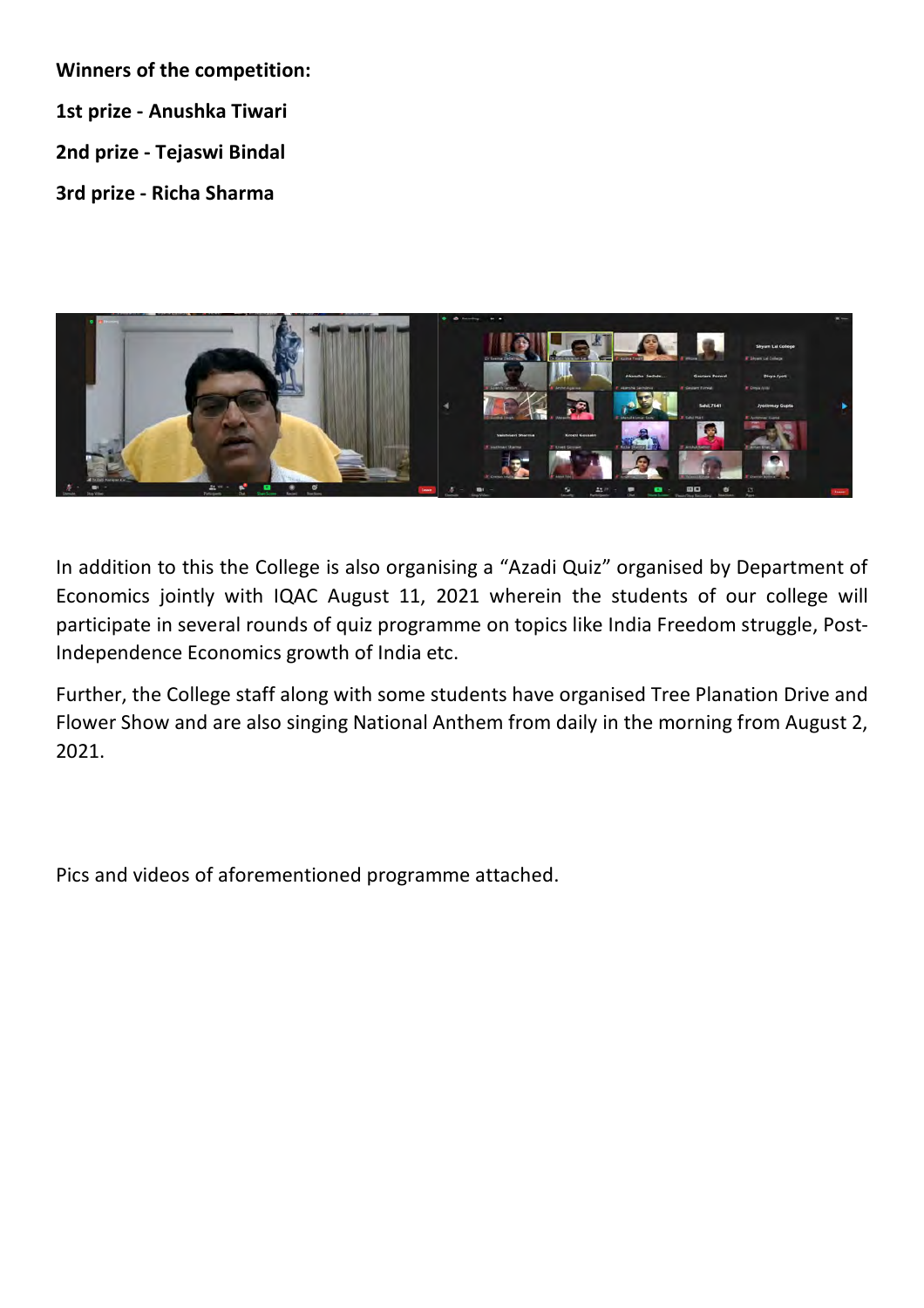**Winners of the competition:**

**1st prize - Anushka Tiwari**

**2nd prize - Tejaswi Bindal**

**3rd prize - Richa Sharma**

In addition to this the College is also organising a "Azadi Quiz" organised by Department of Economics jointly with IQAC August 11, 2021 wherein the students of our college will participate in several rounds of quiz programme on topics like India Freedom struggle, Post-Independence Economics growth of India etc.

Further, the College staff along with some students have organised Tree Planation Drive and Flower Show and are also singing National Anthem from daily in the morning from August 2, 2021.

Pics and videos of aforementioned programme attached.